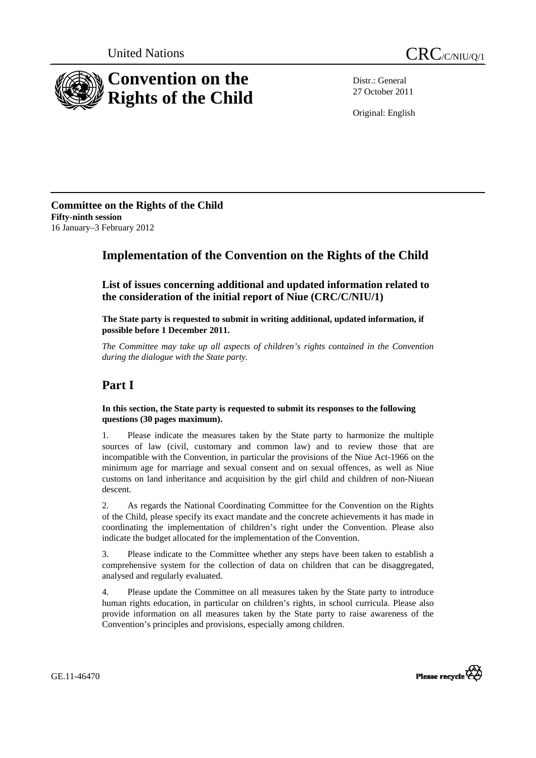United Nations

CRC/C/NIU/Q/1

# Convention on the Rights of the Child

Distr.: General
27 October 2011

Original: English

**Committee on the Rights of the Child**
**Fifty-ninth session**
16 January–3 February 2012

## Implementation of the Convention on the Rights of the Child

### List of issues concerning additional and updated information related to the consideration of the initial report of Niue (CRC/C/NIU/1)

**The State party is requested to submit in writing additional, updated information, if possible before 1 December 2011.**

*The Committee may take up all aspects of children's rights contained in the Convention during the dialogue with the State party.*

## Part I

**In this section, the State party is requested to submit its responses to the following questions (30 pages maximum).**

1. Please indicate the measures taken by the State party to harmonize the multiple sources of law (civil, customary and common law) and to review those that are incompatible with the Convention, in particular the provisions of the Niue Act-1966 on the minimum age for marriage and sexual consent and on sexual offences, as well as Niue customs on land inheritance and acquisition by the girl child and children of non-Niuean descent.

2. As regards the National Coordinating Committee for the Convention on the Rights of the Child, please specify its exact mandate and the concrete achievements it has made in coordinating the implementation of children's right under the Convention. Please also indicate the budget allocated for the implementation of the Convention.

3. Please indicate to the Committee whether any steps have been taken to establish a comprehensive system for the collection of data on children that can be disaggregated, analysed and regularly evaluated.

4. Please update the Committee on all measures taken by the State party to introduce human rights education, in particular on children's rights, in school curricula. Please also provide information on all measures taken by the State party to raise awareness of the Convention's principles and provisions, especially among children.

GE.11-46470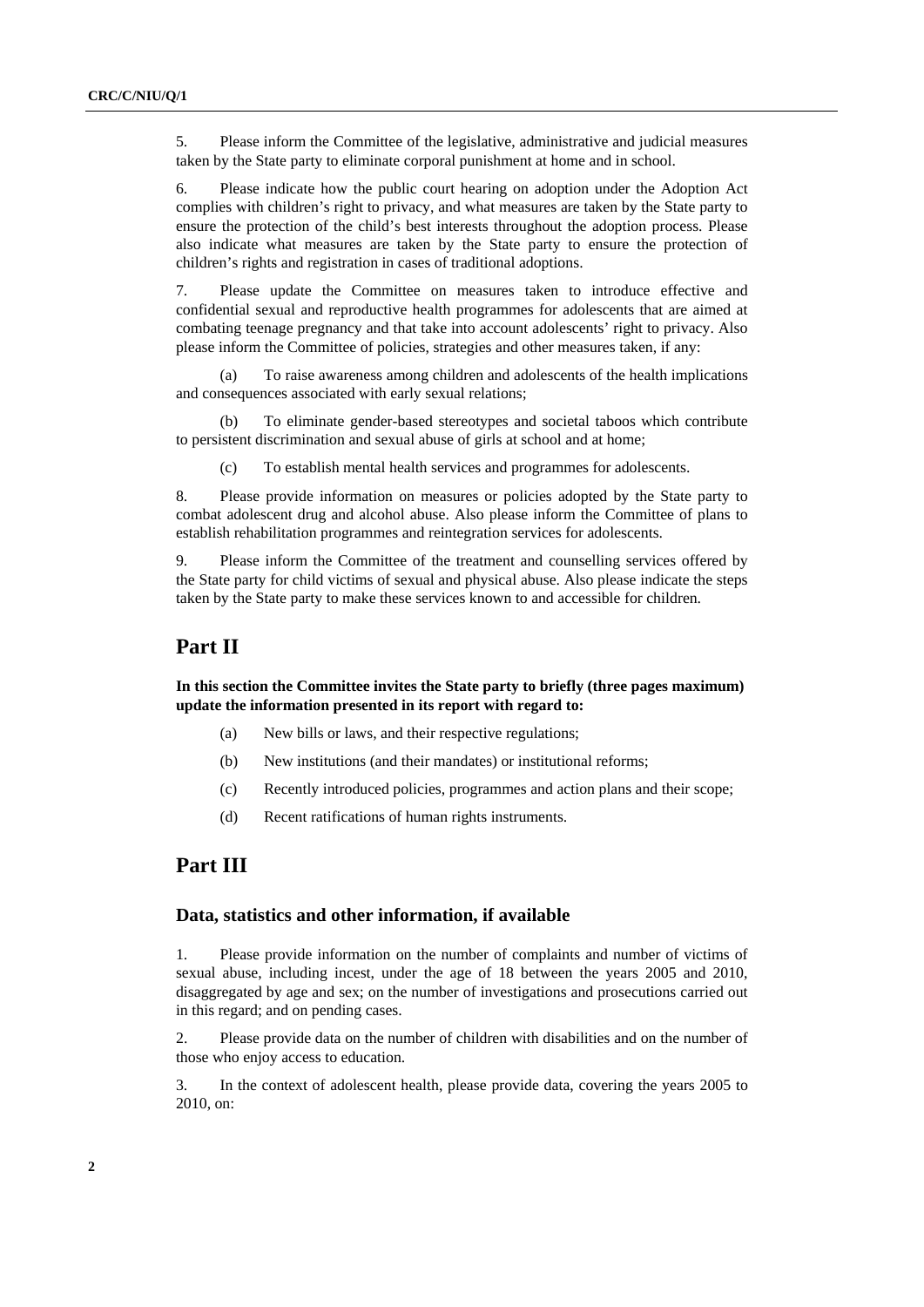5. Please inform the Committee of the legislative, administrative and judicial measures taken by the State party to eliminate corporal punishment at home and in school.

6. Please indicate how the public court hearing on adoption under the Adoption Act complies with children's right to privacy, and what measures are taken by the State party to ensure the protection of the child's best interests throughout the adoption process. Please also indicate what measures are taken by the State party to ensure the protection of children's rights and registration in cases of traditional adoptions.

7. Please update the Committee on measures taken to introduce effective and confidential sexual and reproductive health programmes for adolescents that are aimed at combating teenage pregnancy and that take into account adolescents' right to privacy. Also please inform the Committee of policies, strategies and other measures taken, if any:

(a) To raise awareness among children and adolescents of the health implications and consequences associated with early sexual relations;

(b) To eliminate gender-based stereotypes and societal taboos which contribute to persistent discrimination and sexual abuse of girls at school and at home;

(c) To establish mental health services and programmes for adolescents.

8. Please provide information on measures or policies adopted by the State party to combat adolescent drug and alcohol abuse. Also please inform the Committee of plans to establish rehabilitation programmes and reintegration services for adolescents.

9. Please inform the Committee of the treatment and counselling services offered by the State party for child victims of sexual and physical abuse. Also please indicate the steps taken by the State party to make these services known to and accessible for children.

# Part II

**In this section the Committee invites the State party to briefly (three pages maximum) update the information presented in its report with regard to:**

(a) New bills or laws, and their respective regulations;

(b) New institutions (and their mandates) or institutional reforms;

(c) Recently introduced policies, programmes and action plans and their scope;

(d) Recent ratifications of human rights instruments.

# Part III

## Data, statistics and other information, if available

1. Please provide information on the number of complaints and number of victims of sexual abuse, including incest, under the age of 18 between the years 2005 and 2010, disaggregated by age and sex; on the number of investigations and prosecutions carried out in this regard; and on pending cases.

2. Please provide data on the number of children with disabilities and on the number of those who enjoy access to education.

3. In the context of adolescent health, please provide data, covering the years 2005 to 2010, on: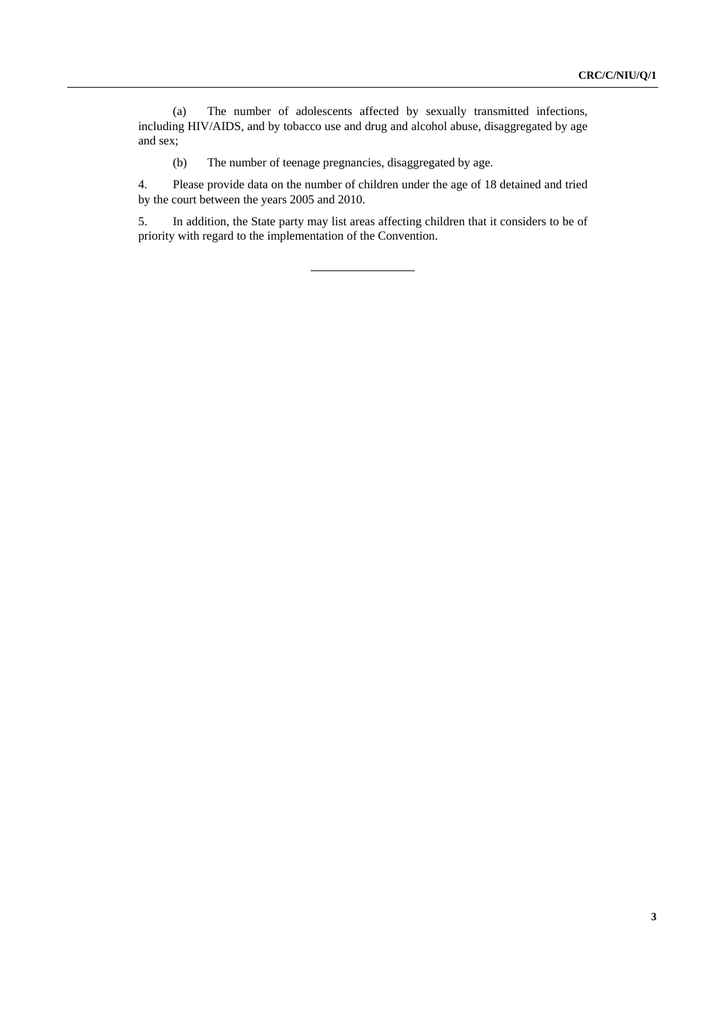(a) The number of adolescents affected by sexually transmitted infections, including HIV/AIDS, and by tobacco use and drug and alcohol abuse, disaggregated by age and sex;

(b) The number of teenage pregnancies, disaggregated by age.

4. Please provide data on the number of children under the age of 18 detained and tried by the court between the years 2005 and 2010.

5. In addition, the State party may list areas affecting children that it considers to be of priority with regard to the implementation of the Convention.